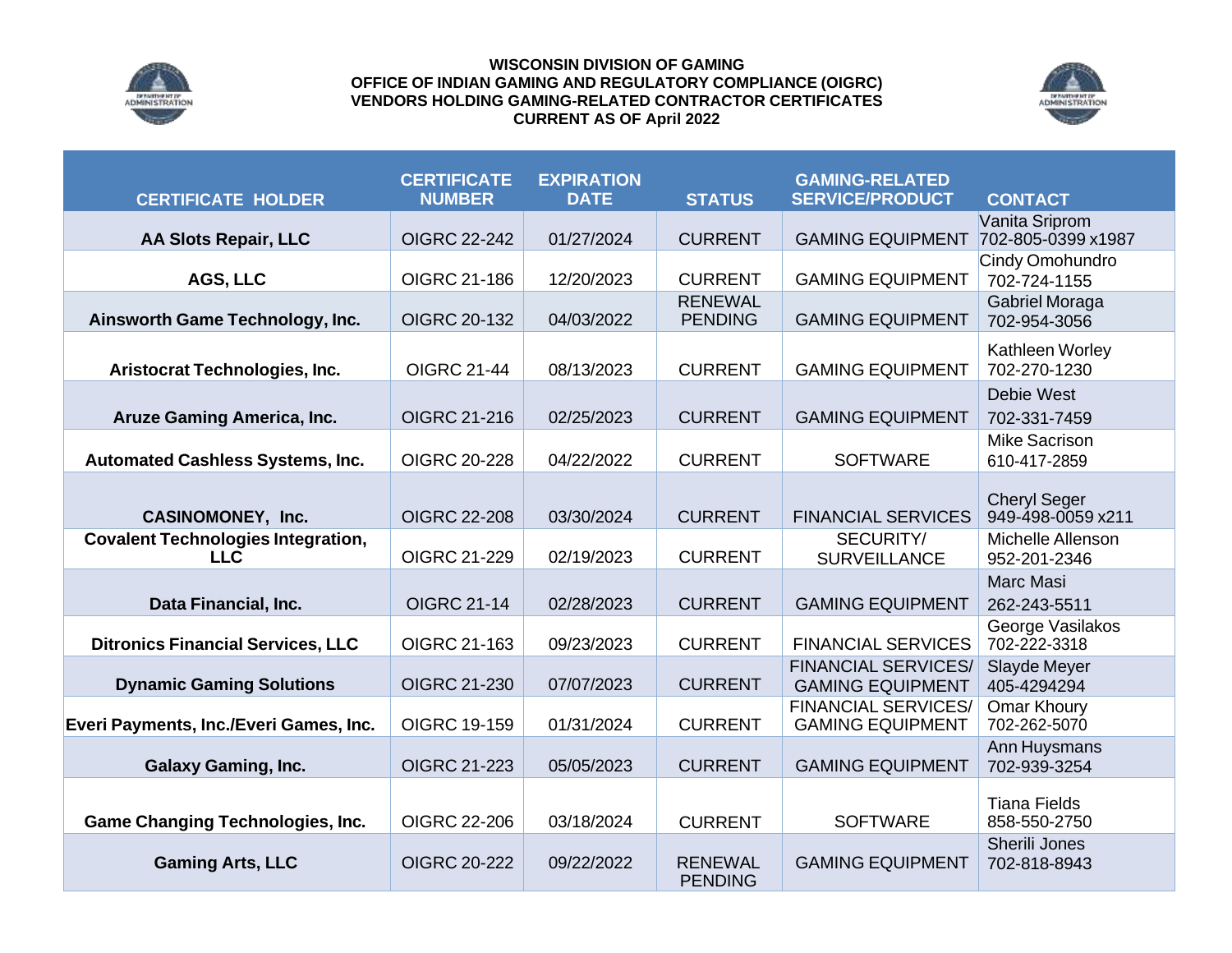**WISCONSIN DIVISION OF GAMING**
**OFFICE OF INDIAN GAMING AND REGULATORY COMPLIANCE (OIGRC)**
**VENDORS HOLDING GAMING-RELATED CONTRACTOR CERTIFICATES**
**CURRENT AS OF April 2022**

| CERTIFICATE HOLDER | CERTIFICATE NUMBER | EXPIRATION DATE | STATUS | GAMING-RELATED SERVICE/PRODUCT | CONTACT |
|---|---|---|---|---|---|
| **AA Slots Repair, LLC** | OIGRC 22-242 | 01/27/2024 | CURRENT | GAMING EQUIPMENT | Vanita Sriprom 702-805-0399 x1987 |
| **AGS, LLC** | OIGRC 21-186 | 12/20/2023 | CURRENT | GAMING EQUIPMENT | Cindy Omohundro 702-724-1155 |
| **Ainsworth Game Technology, Inc.** | OIGRC 20-132 | 04/03/2022 | RENEWAL PENDING | GAMING EQUIPMENT | Gabriel Moraga 702-954-3056 |
| **Aristocrat Technologies, Inc.** | OIGRC 21-44 | 08/13/2023 | CURRENT | GAMING EQUIPMENT | Kathleen Worley 702-270-1230 |
| **Aruze Gaming America, Inc.** | OIGRC 21-216 | 02/25/2023 | CURRENT | GAMING EQUIPMENT | Debie West 702-331-7459 |
| **Automated Cashless Systems, Inc.** | OIGRC 20-228 | 04/22/2022 | CURRENT | SOFTWARE | Mike Sacrison 610-417-2859 |
| **CASINOMONEY, Inc.** | OIGRC 22-208 | 03/30/2024 | CURRENT | FINANCIAL SERVICES | Cheryl Seger 949-498-0059 x211 |
| **Covalent Technologies Integration, LLC** | OIGRC 21-229 | 02/19/2023 | CURRENT | SECURITY/ SURVEILLANCE | Michelle Allenson 952-201-2346 |
| **Data Financial, Inc.** | OIGRC 21-14 | 02/28/2023 | CURRENT | GAMING EQUIPMENT | Marc Masi 262-243-5511 |
| **Ditronics Financial Services, LLC** | OIGRC 21-163 | 09/23/2023 | CURRENT | FINANCIAL SERVICES | George Vasilakos 702-222-3318 |
| **Dynamic Gaming Solutions** | OIGRC 21-230 | 07/07/2023 | CURRENT | FINANCIAL SERVICES/ GAMING EQUIPMENT | Slayde Meyer 405-4294294 |
| **Everi Payments, Inc./Everi Games, Inc.** | OIGRC 19-159 | 01/31/2024 | CURRENT | FINANCIAL SERVICES/ GAMING EQUIPMENT | Omar Khoury 702-262-5070 |
| **Galaxy Gaming, Inc.** | OIGRC 21-223 | 05/05/2023 | CURRENT | GAMING EQUIPMENT | Ann Huysmans 702-939-3254 |
| **Game Changing Technologies, Inc.** | OIGRC 22-206 | 03/18/2024 | CURRENT | SOFTWARE | Tiana Fields 858-550-2750 |
| **Gaming Arts, LLC** | OIGRC 20-222 | 09/22/2022 | RENEWAL PENDING | GAMING EQUIPMENT | Sherili Jones 702-818-8943 |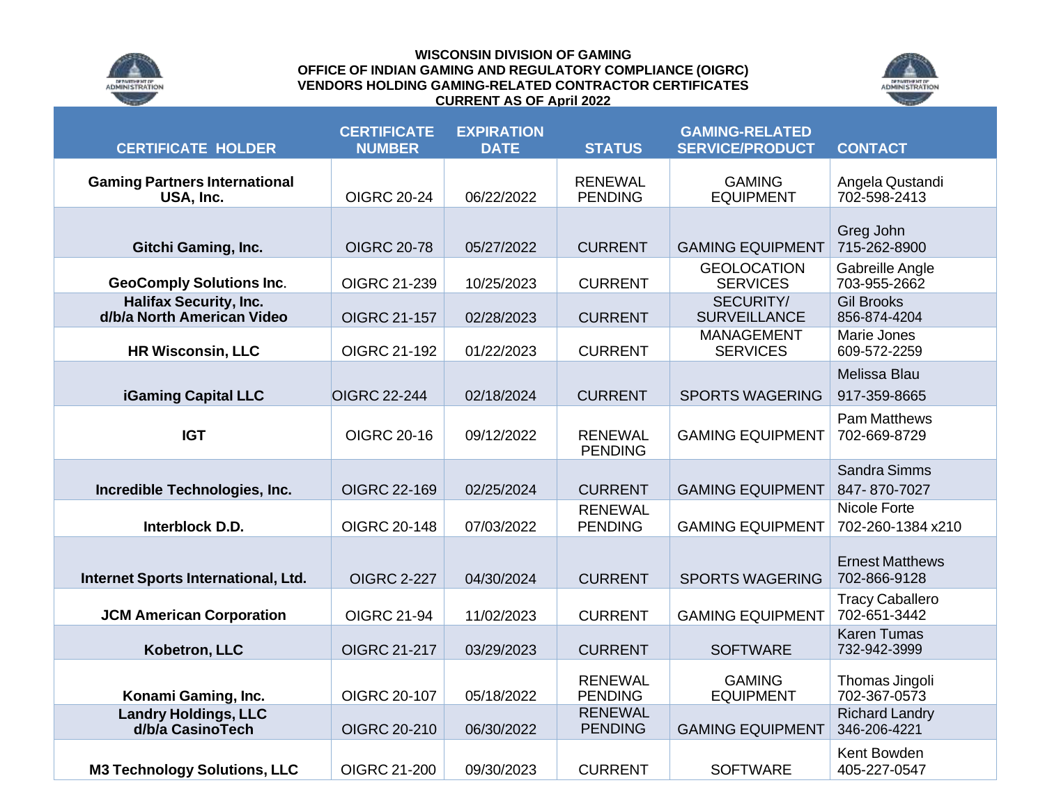**WISCONSIN DIVISION OF GAMING**
**OFFICE OF INDIAN GAMING AND REGULATORY COMPLIANCE (OIGRC)**
**VENDORS HOLDING GAMING-RELATED CONTRACTOR CERTIFICATES**
**CURRENT AS OF April 2022**

| CERTIFICATE HOLDER | CERTIFICATE NUMBER | EXPIRATION DATE | STATUS | GAMING-RELATED SERVICE/PRODUCT | CONTACT |
|---|---|---|---|---|---|
| **Gaming Partners International USA, Inc.** | OIGRC 20-24 | 06/22/2022 | RENEWAL PENDING | GAMING EQUIPMENT | Angela Qustandi 702-598-2413 |
| **Gitchi Gaming, Inc.** | OIGRC 20-78 | 05/27/2022 | CURRENT | GAMING EQUIPMENT | Greg John 715-262-8900 |
| **GeoComply Solutions Inc.** | OIGRC 21-239 | 10/25/2023 | CURRENT | GEOLOCATION SERVICES | Gabreille Angle 703-955-2662 |
| **Halifax Security, Inc. d/b/a North American Video** | OIGRC 21-157 | 02/28/2023 | CURRENT | SECURITY/ SURVEILLANCE | Gil Brooks 856-874-4204 |
| **HR Wisconsin, LLC** | OIGRC 21-192 | 01/22/2023 | CURRENT | MANAGEMENT SERVICES | Marie Jones 609-572-2259 |
| **iGaming Capital LLC** | OIGRC 22-244 | 02/18/2024 | CURRENT | SPORTS WAGERING | Melissa Blau 917-359-8665 |
| **IGT** | OIGRC 20-16 | 09/12/2022 | RENEWAL PENDING | GAMING EQUIPMENT | Pam Matthews 702-669-8729 |
| **Incredible Technologies, Inc.** | OIGRC 22-169 | 02/25/2024 | CURRENT | GAMING EQUIPMENT | Sandra Simms 847- 870-7027 |
| **Interblock D.D.** | OIGRC 20-148 | 07/03/2022 | RENEWAL PENDING | GAMING EQUIPMENT | Nicole Forte 702-260-1384 x210 |
| **Internet Sports International, Ltd.** | OIGRC 2-227 | 04/30/2024 | CURRENT | SPORTS WAGERING | Ernest Matthews 702-866-9128 |
| **JCM American Corporation** | OIGRC 21-94 | 11/02/2023 | CURRENT | GAMING EQUIPMENT | Tracy Caballero 702-651-3442 |
| **Kobetron, LLC** | OIGRC 21-217 | 03/29/2023 | CURRENT | SOFTWARE | Karen Tumas 732-942-3999 |
| **Konami Gaming, Inc.** | OIGRC 20-107 | 05/18/2022 | RENEWAL PENDING | GAMING EQUIPMENT | Thomas Jingoli 702-367-0573 |
| **Landry Holdings, LLC d/b/a CasinoTech** | OIGRC 20-210 | 06/30/2022 | RENEWAL PENDING | GAMING EQUIPMENT | Richard Landry 346-206-4221 |
| **M3 Technology Solutions, LLC** | OIGRC 21-200 | 09/30/2023 | CURRENT | SOFTWARE | Kent Bowden 405-227-0547 |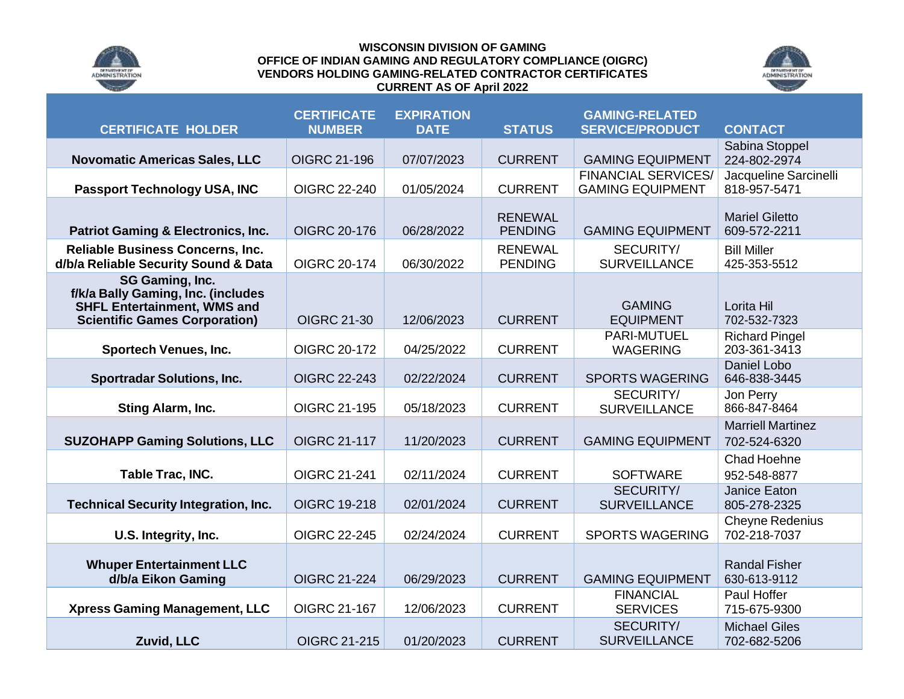**WISCONSIN DIVISION OF GAMING**
**OFFICE OF INDIAN GAMING AND REGULATORY COMPLIANCE (OIGRC)**
**VENDORS HOLDING GAMING-RELATED CONTRACTOR CERTIFICATES**
**CURRENT AS OF April 2022**

| CERTIFICATE HOLDER | CERTIFICATE NUMBER | EXPIRATION DATE | STATUS | GAMING-RELATED SERVICE/PRODUCT | CONTACT |
|---|---|---|---|---|---|
| **Novomatic Americas Sales, LLC** | OIGRC 21-196 | 07/07/2023 | CURRENT | GAMING EQUIPMENT | Sabina Stoppel 224-802-2974 |
| **Passport Technology USA, INC** | OIGRC 22-240 | 01/05/2024 | CURRENT | FINANCIAL SERVICES/ GAMING EQUIPMENT | Jacqueline Sarcinelli 818-957-5471 |
| **Patriot Gaming & Electronics, Inc.** | OIGRC 20-176 | 06/28/2022 | RENEWAL PENDING | GAMING EQUIPMENT | Mariel Giletto 609-572-2211 |
| **Reliable Business Concerns, Inc. d/b/a Reliable Security Sound & Data** | OIGRC 20-174 | 06/30/2022 | RENEWAL PENDING | SECURITY/ SURVEILLANCE | Bill Miller 425-353-5512 |
| **SG Gaming, Inc. f/k/a Bally Gaming, Inc. (includes SHFL Entertainment, WMS and Scientific Games Corporation)** | OIGRC 21-30 | 12/06/2023 | CURRENT | GAMING EQUIPMENT | Lorita Hil 702-532-7323 |
| **Sportech Venues, Inc.** | OIGRC 20-172 | 04/25/2022 | CURRENT | PARI-MUTUEL WAGERING | Richard Pingel 203-361-3413 |
| **Sportradar Solutions, Inc.** | OIGRC 22-243 | 02/22/2024 | CURRENT | SPORTS WAGERING | Daniel Lobo 646-838-3445 |
| **Sting Alarm, Inc.** | OIGRC 21-195 | 05/18/2023 | CURRENT | SECURITY/ SURVEILLANCE | Jon Perry 866-847-8464 |
| **SUZOHAPP Gaming Solutions, LLC** | OIGRC 21-117 | 11/20/2023 | CURRENT | GAMING EQUIPMENT | Marriell Martinez 702-524-6320 |
| **Table Trac, INC.** | OIGRC 21-241 | 02/11/2024 | CURRENT | SOFTWARE | Chad Hoehne 952-548-8877 |
| **Technical Security Integration, Inc.** | OIGRC 19-218 | 02/01/2024 | CURRENT | SECURITY/ SURVEILLANCE | Janice Eaton 805-278-2325 |
| **U.S. Integrity, Inc.** | OIGRC 22-245 | 02/24/2024 | CURRENT | SPORTS WAGERING | Cheyne Redenius 702-218-7037 |
| **Whuper Entertainment LLC d/b/a Eikon Gaming** | OIGRC 21-224 | 06/29/2023 | CURRENT | GAMING EQUIPMENT | Randal Fisher 630-613-9112 |
| **Xpress Gaming Management, LLC** | OIGRC 21-167 | 12/06/2023 | CURRENT | FINANCIAL SERVICES | Paul Hoffer 715-675-9300 |
| **Zuvid, LLC** | OIGRC 21-215 | 01/20/2023 | CURRENT | SECURITY/ SURVEILLANCE | Michael Giles 702-682-5206 |